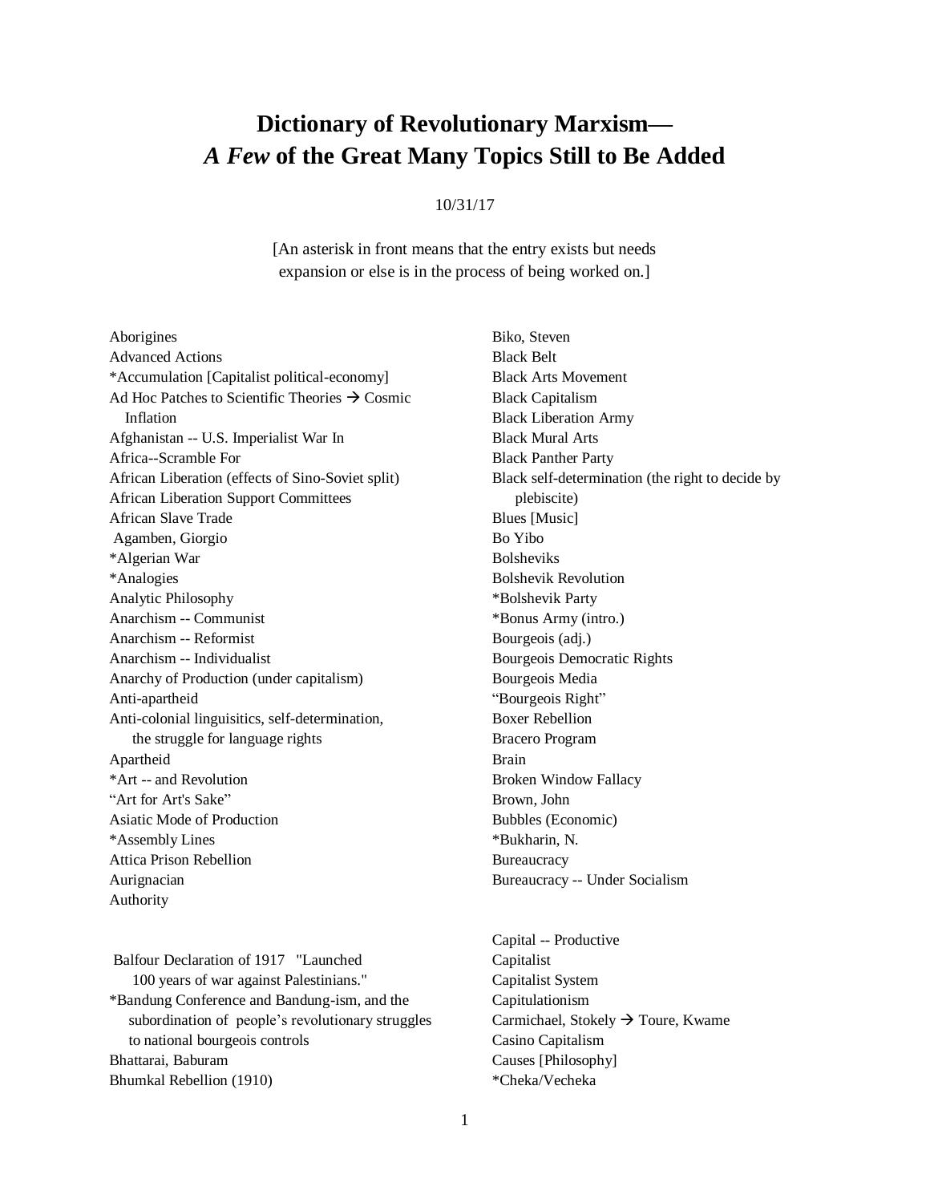# Dictionary of Revolutionary Marxism—
# *A Few* of the Great Many Topics Still to Be Added

10/31/17

[An asterisk in front means that the entry exists but needs expansion or else is in the process of being worked on.]

Aborigines
Advanced Actions
*Accumulation [Capitalist political-economy]
Ad Hoc Patches to Scientific Theories → Cosmic Inflation
Afghanistan -- U.S. Imperialist War In
Africa--Scramble For
African Liberation (effects of Sino-Soviet split)
African Liberation Support Committees
African Slave Trade
Agamben, Giorgio
*Algerian War
*Analogies
Analytic Philosophy
Anarchism -- Communist
Anarchism -- Reformist
Anarchism -- Individualist
Anarchy of Production (under capitalism)
Anti-apartheid
Anti-colonial linguisitics, self-determination, the struggle for language rights
Apartheid
*Art -- and Revolution
"Art for Art's Sake"
Asiatic Mode of Production
*Assembly Lines
Attica Prison Rebellion
Aurignacian
Authority

Balfour Declaration of 1917 "Launched 100 years of war against Palestinians."
*Bandung Conference and Bandung-ism, and the subordination of people's revolutionary struggles to national bourgeois controls
Bhattarai, Baburam
Bhumkal Rebellion (1910)
Biko, Steven
Black Belt
Black Arts Movement
Black Capitalism
Black Liberation Army
Black Mural Arts
Black Panther Party
Black self-determination (the right to decide by plebiscite)
Blues [Music]
Bo Yibo
Bolsheviks
Bolshevik Revolution
*Bolshevik Party
*Bonus Army (intro.)
Bourgeois (adj.)
Bourgeois Democratic Rights
Bourgeois Media
"Bourgeois Right"
Boxer Rebellion
Bracero Program
Brain
Broken Window Fallacy
Brown, John
Bubbles (Economic)
*Bukharin, N.
Bureaucracy
Bureaucracy -- Under Socialism

Capital -- Productive
Capitalist
Capitalist System
Capitulationism
Carmichael, Stokely → Toure, Kwame
Casino Capitalism
Causes [Philosophy]
*Cheka/Vecheka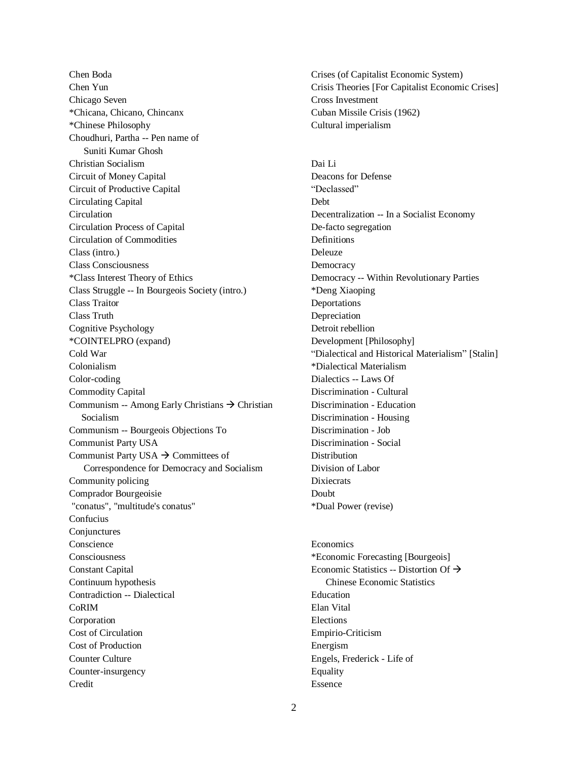Chen Boda
Chen Yun
Chicago Seven
*Chicana, Chicano, Chincanx
*Chinese Philosophy
Choudhuri, Partha -- Pen name of
    Suniti Kumar Ghosh
Christian Socialism
Circuit of Money Capital
Circuit of Productive Capital
Circulating Capital
Circulation
Circulation Process of Capital
Circulation of Commodities
Class (intro.)
Class Consciousness
*Class Interest Theory of Ethics
Class Struggle -- In Bourgeois Society (intro.)
Class Traitor
Class Truth
Cognitive Psychology
*COINTELPRO (expand)
Cold War
Colonialism
Color-coding
Commodity Capital
Communism -- Among Early Christians → Christian
    Socialism
Communism -- Bourgeois Objections To
Communist Party USA
Communist Party USA → Committees of
    Correspondence for Democracy and Socialism
Community policing
Comprador Bourgeoisie
"conatus", "multitude's conatus"
Confucius
Conjunctures
Conscience
Consciousness
Constant Capital
Continuum hypothesis
Contradiction -- Dialectical
CoRIM
Corporation
Cost of Circulation
Cost of Production
Counter Culture
Counter-insurgency
Credit

Crises (of Capitalist Economic System)
Crisis Theories [For Capitalist Economic Crises]
Cross Investment
Cuban Missile Crisis (1962)
Cultural imperialism

Dai Li
Deacons for Defense
"Declassed"
Debt
Decentralization -- In a Socialist Economy
De-facto segregation
Definitions
Deleuze
Democracy
Democracy -- Within Revolutionary Parties
*Deng Xiaoping
Deportations
Depreciation
Detroit rebellion
Development [Philosophy]
"Dialectical and Historical Materialism" [Stalin]
*Dialectical Materialism
Dialectics -- Laws Of
Discrimination - Cultural
Discrimination - Education
Discrimination - Housing
Discrimination - Job
Discrimination - Social
Distribution
Division of Labor
Dixiecrats
Doubt
*Dual Power (revise)

Economics
*Economic Forecasting [Bourgeois]
Economic Statistics -- Distortion Of →
    Chinese Economic Statistics
Education
Elan Vital
Elections
Empirio-Criticism
Energism
Engels, Frederick - Life of
Equality
Essence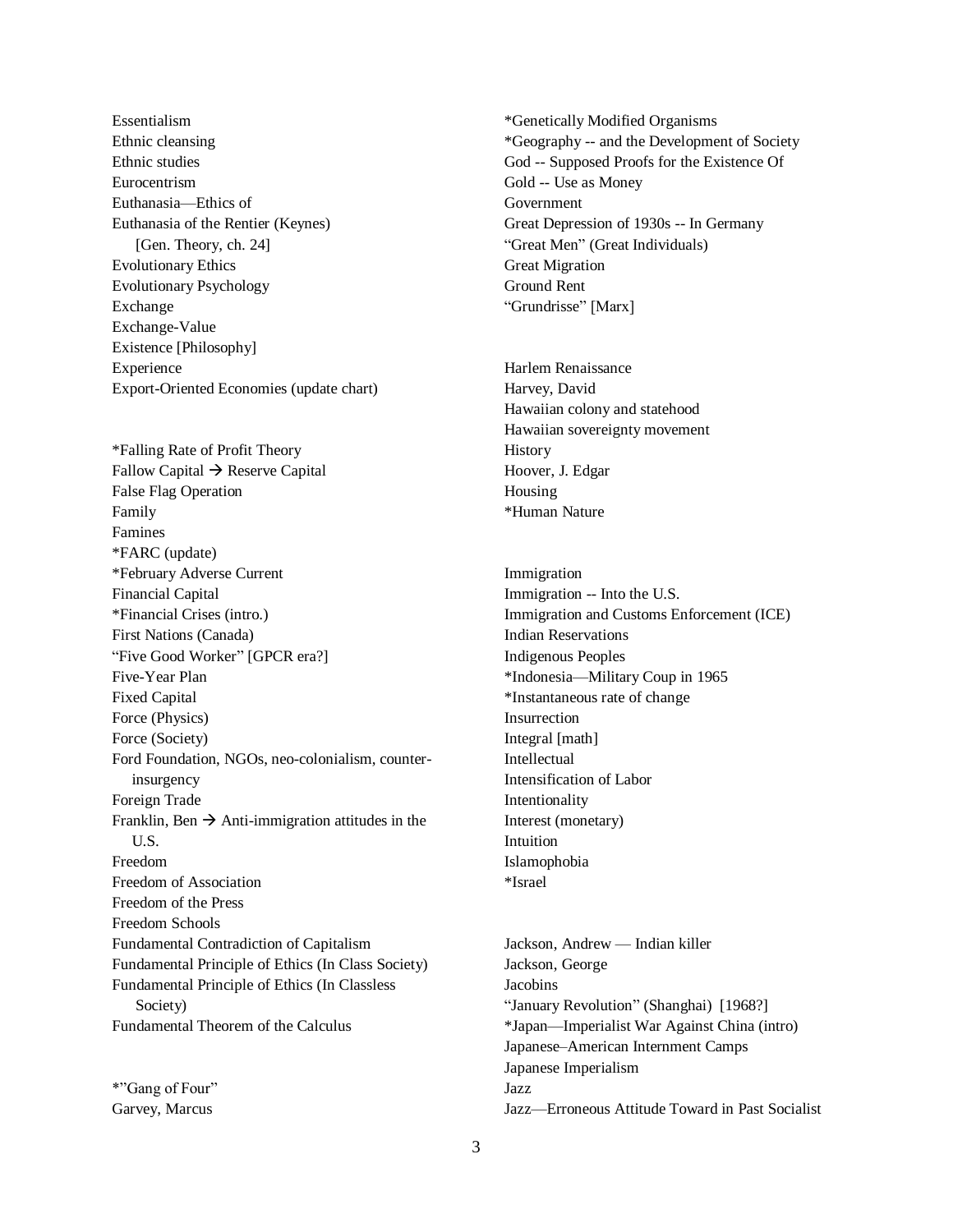Essentialism
Ethnic cleansing
Ethnic studies
Eurocentrism
Euthanasia—Ethics of
Euthanasia of the Rentier (Keynes) [Gen. Theory, ch. 24]
Evolutionary Ethics
Evolutionary Psychology
Exchange
Exchange-Value
Existence [Philosophy]
Experience
Export-Oriented Economies (update chart)

*Falling Rate of Profit Theory
Fallow Capital → Reserve Capital
False Flag Operation
Family
Famines
*FARC (update)
*February Adverse Current
Financial Capital
*Financial Crises (intro.)
First Nations (Canada)
“Five Good Worker” [GPCR era?]
Five-Year Plan
Fixed Capital
Force (Physics)
Force (Society)
Ford Foundation, NGOs, neo-colonialism, counter-insurgency
Foreign Trade
Franklin, Ben → Anti-immigration attitudes in the U.S.
Freedom
Freedom of Association
Freedom of the Press
Freedom Schools
Fundamental Contradiction of Capitalism
Fundamental Principle of Ethics (In Class Society)
Fundamental Principle of Ethics (In Classless Society)
Fundamental Theorem of the Calculus

*”Gang of Four”
Garvey, Marcus
*Genetically Modified Organisms
*Geography -- and the Development of Society
God -- Supposed Proofs for the Existence Of
Gold -- Use as Money
Government
Great Depression of 1930s -- In Germany
“Great Men” (Great Individuals)
Great Migration
Ground Rent
“Grundrisse” [Marx]

Harlem Renaissance
Harvey, David
Hawaiian colony and statehood
Hawaiian sovereignty movement
History
Hoover, J. Edgar
Housing
*Human Nature

Immigration
Immigration -- Into the U.S.
Immigration and Customs Enforcement (ICE)
Indian Reservations
Indigenous Peoples
*Indonesia—Military Coup in 1965
*Instantaneous rate of change
Insurrection
Integral [math]
Intellectual
Intensification of Labor
Intentionality
Interest (monetary)
Intuition
Islamophobia
*Israel

Jackson, Andrew — Indian killer
Jackson, George
Jacobins
“January Revolution” (Shanghai) [1968?]
*Japan—Imperialist War Against China (intro)
Japanese–American Internment Camps
Japanese Imperialism
Jazz
Jazz—Erroneous Attitude Toward in Past Socialist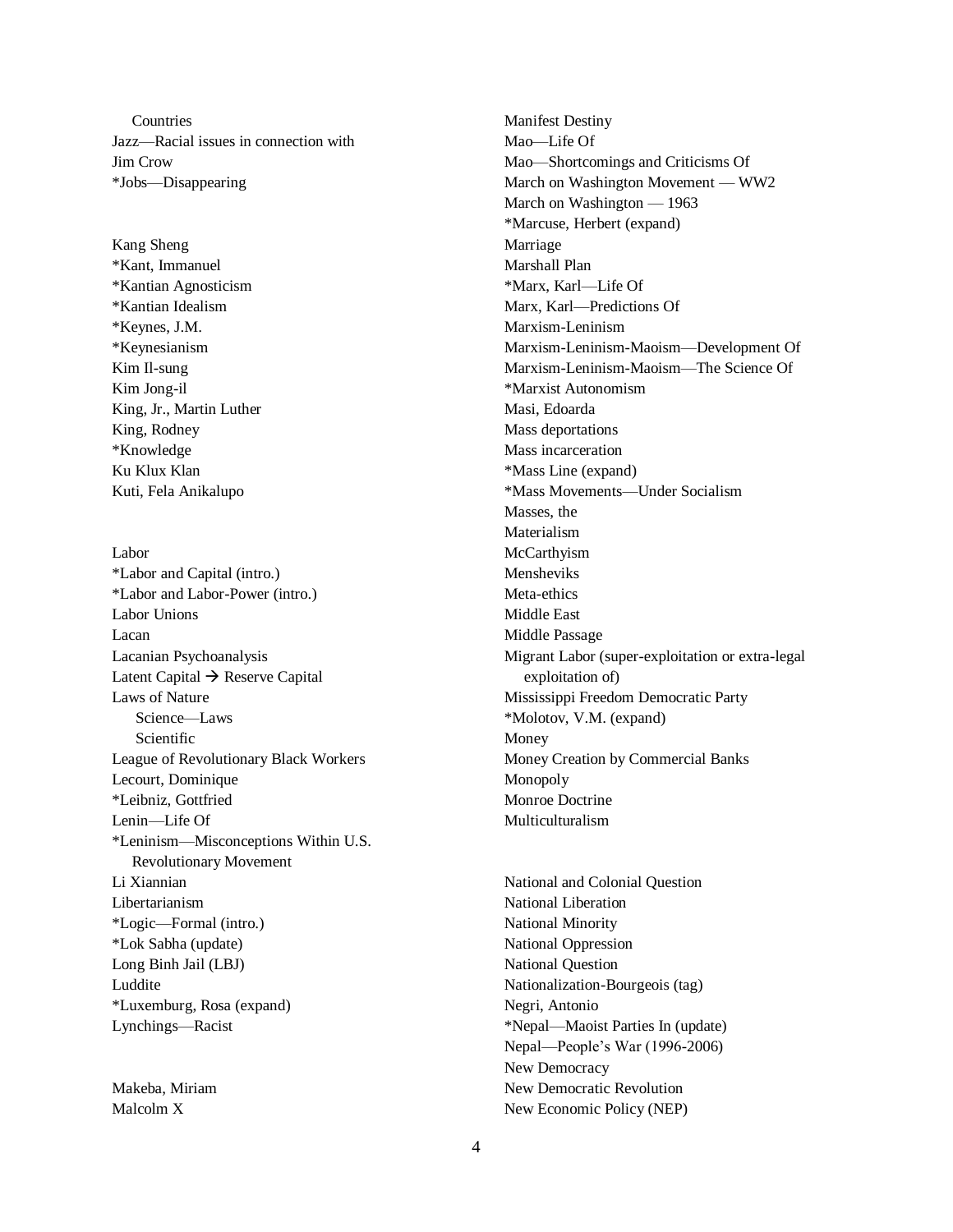Countries
Jazz—Racial issues in connection with
Jim Crow
*Jobs—Disappearing

Kang Sheng
*Kant, Immanuel
*Kantian Agnosticism
*Kantian Idealism
*Keynes, J.M.
*Keynesianism
Kim Il-sung
Kim Jong-il
King, Jr., Martin Luther
King, Rodney
*Knowledge
Ku Klux Klan
Kuti, Fela Anikalupo

Labor
*Labor and Capital (intro.)
*Labor and Labor-Power (intro.)
Labor Unions
Lacan
Lacanian Psychoanalysis
Latent Capital → Reserve Capital
Laws of Nature
Science—Laws
Scientific
League of Revolutionary Black Workers
Lecourt, Dominique
*Leibniz, Gottfried
Lenin—Life Of
*Leninism—Misconceptions Within U.S. Revolutionary Movement
Li Xiannian
Libertarianism
*Logic—Formal (intro.)
*Lok Sabha (update)
Long Binh Jail (LBJ)
Luddite
*Luxemburg, Rosa (expand)
Lynchings—Racist

Makeba, Miriam
Malcolm X
Manifest Destiny
Mao—Life Of
Mao—Shortcomings and Criticisms Of
March on Washington Movement — WW2
March on Washington — 1963
*Marcuse, Herbert (expand)
Marriage
Marshall Plan
*Marx, Karl—Life Of
Marx, Karl—Predictions Of
Marxism-Leninism
Marxism-Leninism-Maoism—Development Of
Marxism-Leninism-Maoism—The Science Of
*Marxist Autonomism
Masi, Edoarda
Mass deportations
Mass incarceration
*Mass Line (expand)
*Mass Movements—Under Socialism
Masses, the
Materialism
McCarthyism
Mensheviks
Meta-ethics
Middle East
Middle Passage
Migrant Labor (super-exploitation or extra-legal exploitation of)
Mississippi Freedom Democratic Party
*Molotov, V.M. (expand)
Money
Money Creation by Commercial Banks
Monopoly
Monroe Doctrine
Multiculturalism

National and Colonial Question
National Liberation
National Minority
National Oppression
National Question
Nationalization-Bourgeois (tag)
Negri, Antonio
*Nepal—Maoist Parties In (update)
Nepal—People's War (1996-2006)
New Democracy
New Democratic Revolution
New Economic Policy (NEP)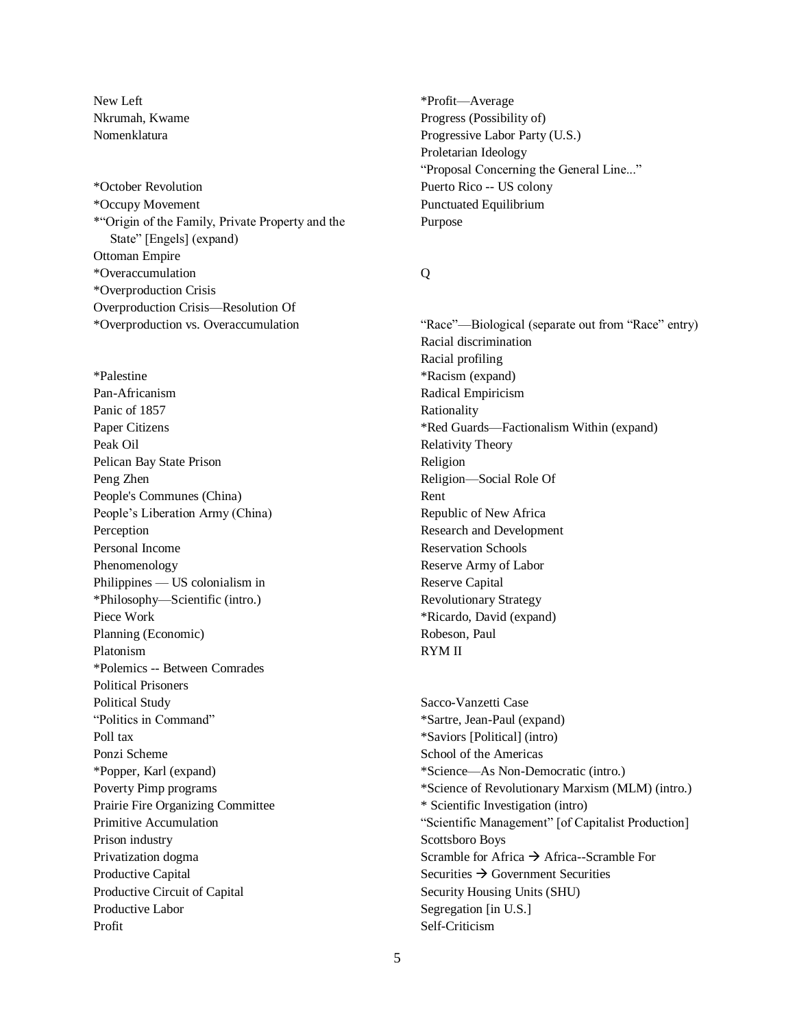New Left
Nkrumah, Kwame
Nomenklatura

*October Revolution
*Occupy Movement
*"Origin of the Family, Private Property and the State" [Engels] (expand)
Ottoman Empire
*Overaccumulation
*Overproduction Crisis
Overproduction Crisis—Resolution Of
*Overproduction vs. Overaccumulation

*Palestine
Pan-Africanism
Panic of 1857
Paper Citizens
Peak Oil
Pelican Bay State Prison
Peng Zhen
People's Communes (China)
People's Liberation Army (China)
Perception
Personal Income
Phenomenology
Philippines — US colonialism in
*Philosophy—Scientific (intro.)
Piece Work
Planning (Economic)
Platonism
*Polemics -- Between Comrades
Political Prisoners
Political Study
"Politics in Command"
Poll tax
Ponzi Scheme
*Popper, Karl (expand)
Poverty Pimp programs
Prairie Fire Organizing Committee
Primitive Accumulation
Prison industry
Privatization dogma
Productive Capital
Productive Circuit of Capital
Productive Labor
Profit
*Profit—Average
Progress (Possibility of)
Progressive Labor Party (U.S.)
Proletarian Ideology
"Proposal Concerning the General Line..."
Puerto Rico -- US colony
Punctuated Equilibrium
Purpose

Q

"Race"—Biological (separate out from "Race" entry)
Racial discrimination
Racial profiling
*Racism (expand)
Radical Empiricism
Rationality
*Red Guards—Factionalism Within (expand)
Relativity Theory
Religion
Religion—Social Role Of
Rent
Republic of New Africa
Research and Development
Reservation Schools
Reserve Army of Labor
Reserve Capital
Revolutionary Strategy
*Ricardo, David (expand)
Robeson, Paul
RYM II

Sacco-Vanzetti Case
*Sartre, Jean-Paul (expand)
*Saviors [Political] (intro)
School of the Americas
*Science—As Non-Democratic (intro.)
*Science of Revolutionary Marxism (MLM) (intro.)
* Scientific Investigation (intro)
"Scientific Management" [of Capitalist Production]
Scottsboro Boys
Scramble for Africa → Africa--Scramble For
Securities → Government Securities
Security Housing Units (SHU)
Segregation [in U.S.]
Self-Criticism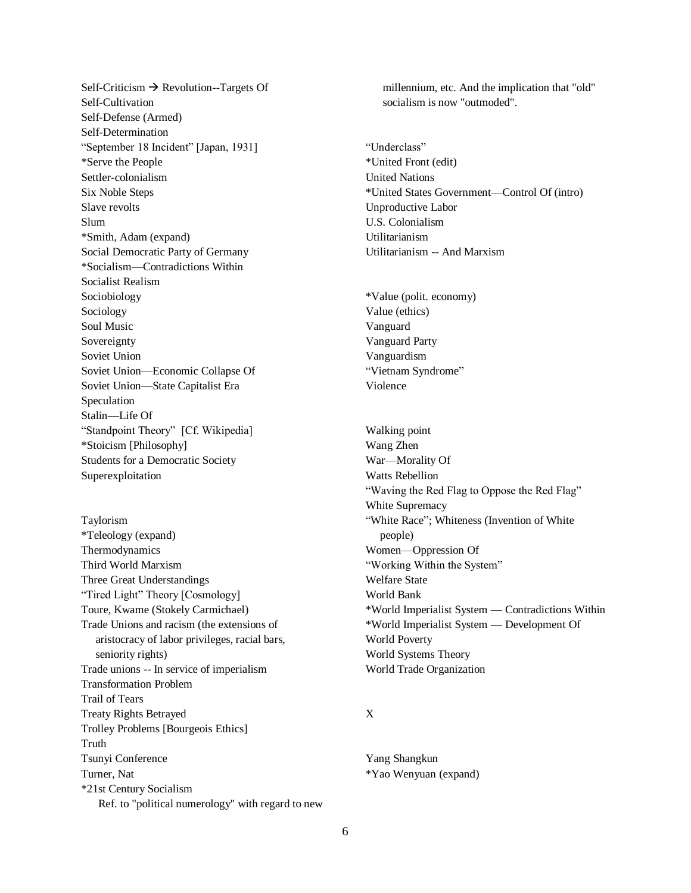Self-Criticism → Revolution--Targets Of
Self-Cultivation
Self-Defense (Armed)
Self-Determination
“September 18 Incident” [Japan, 1931]
*Serve the People
Settler-colonialism
Six Noble Steps
Slave revolts
Slum
*Smith, Adam (expand)
Social Democratic Party of Germany
*Socialism—Contradictions Within
Socialist Realism
Sociobiology
Sociology
Soul Music
Sovereignty
Soviet Union
Soviet Union—Economic Collapse Of
Soviet Union—State Capitalist Era
Speculation
Stalin—Life Of
“Standpoint Theory” [Cf. Wikipedia]
*Stoicism [Philosophy]
Students for a Democratic Society
Superexploitation

Taylorism
*Teleology (expand)
Thermodynamics
Third World Marxism
Three Great Understandings
“Tired Light” Theory [Cosmology]
Toure, Kwame (Stokely Carmichael)
Trade Unions and racism (the extensions of aristocracy of labor privileges, racial bars, seniority rights)
Trade unions -- In service of imperialism
Transformation Problem
Trail of Tears
Treaty Rights Betrayed
Trolley Problems [Bourgeois Ethics]
Truth
Tsunyi Conference
Turner, Nat
*21st Century Socialism
Ref. to "political numerology" with regard to new millennium, etc. And the implication that "old" socialism is now "outmoded".

“Underclass”
*United Front (edit)
United Nations
*United States Government—Control Of (intro)
Unproductive Labor
U.S. Colonialism
Utilitarianism
Utilitarianism -- And Marxism

*Value (polit. economy)
Value (ethics)
Vanguard
Vanguard Party
Vanguardism
“Vietnam Syndrome”
Violence

Walking point
Wang Zhen
War—Morality Of
Watts Rebellion
“Waving the Red Flag to Oppose the Red Flag”
White Supremacy
“White Race”; Whiteness (Invention of White people)
Women—Oppression Of
“Working Within the System”
Welfare State
World Bank
*World Imperialist System — Contradictions Within
*World Imperialist System — Development Of
World Poverty
World Systems Theory
World Trade Organization

X

Yang Shangkun
*Yao Wenyuan (expand)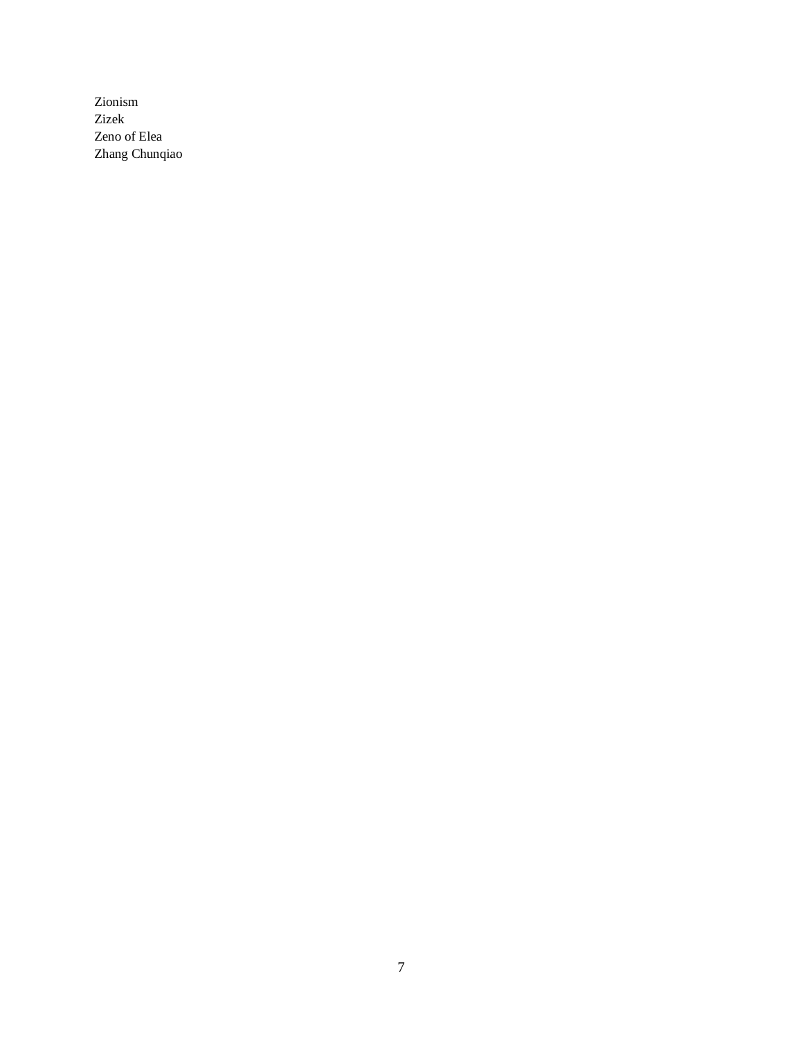Zionism
Zizek
Zeno of Elea
Zhang Chunqiao